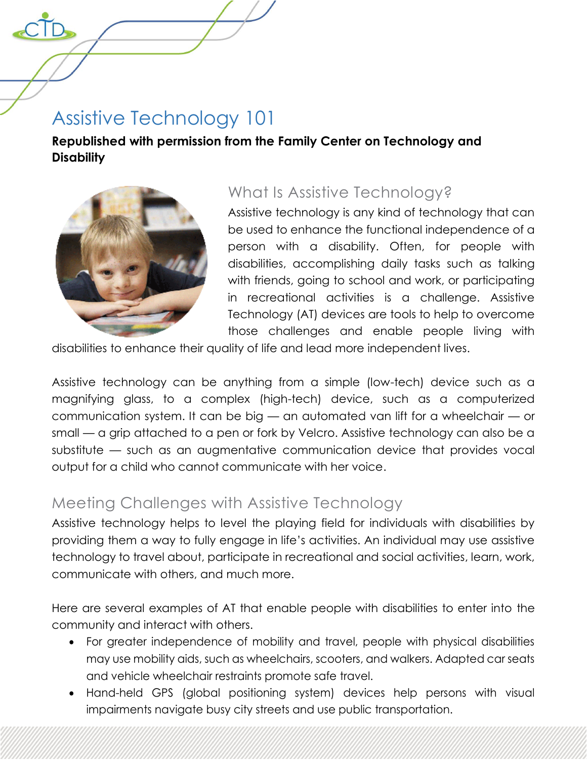# Assistive Technology 101

**Republished with permission from the Family Center on Technology and Disability**

## What Is Assistive Technology?

Assistive technology is any kind of technology that can be used to enhance the functional independence of a person with a disability. Often, for people with disabilities, accomplishing daily tasks such as talking with friends, going to school and work, or participating in recreational activities is a challenge. Assistive Technology (AT) devices are tools to help to overcome those challenges and enable people living with disabilities to enhance their quality of life and lead more independent lives.

Assistive technology can be anything from a simple (low-tech) device such as a magnifying glass, to a complex (high-tech) device, such as a computerized communication system. It can be big — an automated van lift for a wheelchair — or small — a grip attached to a pen or fork by Velcro. Assistive technology can also be a substitute — such as an augmentative communication device that provides vocal output for a child who cannot communicate with her voice.

## Meeting Challenges with Assistive Technology

Assistive technology helps to level the playing field for individuals with disabilities by providing them a way to fully engage in life's activities. An individual may use assistive technology to travel about, participate in recreational and social activities, learn, work, communicate with others, and much more.

Here are several examples of AT that enable people with disabilities to enter into the community and interact with others.

- For greater independence of mobility and travel, people with physical disabilities may use mobility aids, such as wheelchairs, scooters, and walkers. Adapted car seats and vehicle wheelchair restraints promote safe travel.
- Hand-held GPS (global positioning system) devices help persons with visual impairments navigate busy city streets and use public transportation.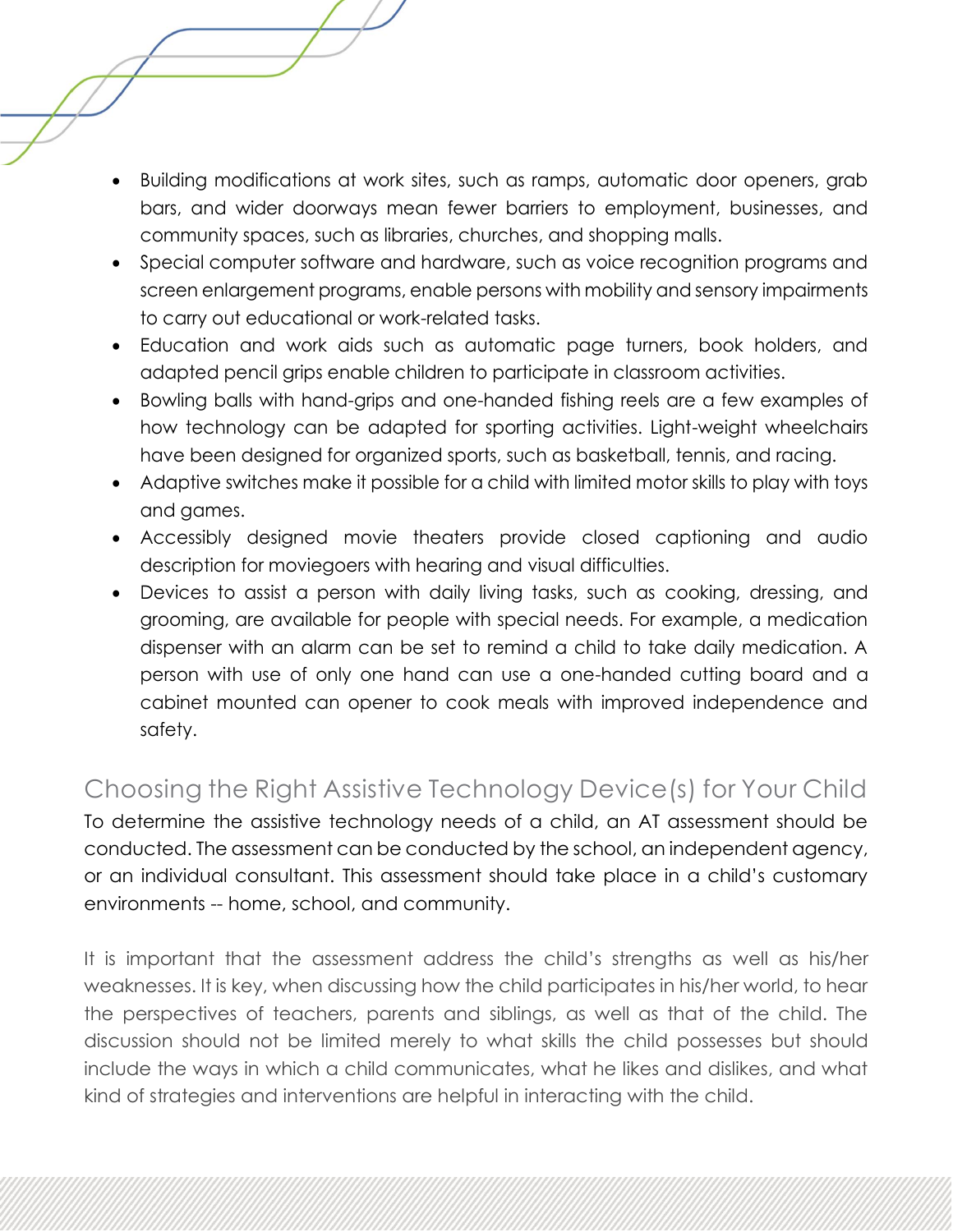- Building modifications at work sites, such as ramps, automatic door openers, grab bars, and wider doorways mean fewer barriers to employment, businesses, and community spaces, such as libraries, churches, and shopping malls.
- Special computer software and hardware, such as voice recognition programs and screen enlargement programs, enable persons with mobility and sensory impairments to carry out educational or work-related tasks.
- Education and work aids such as automatic page turners, book holders, and adapted pencil grips enable children to participate in classroom activities.
- Bowling balls with hand-grips and one-handed fishing reels are a few examples of how technology can be adapted for sporting activities. Light-weight wheelchairs have been designed for organized sports, such as basketball, tennis, and racing.
- Adaptive switches make it possible for a child with limited motor skills to play with toys and games.
- Accessibly designed movie theaters provide closed captioning and audio description for moviegoers with hearing and visual difficulties.
- Devices to assist a person with daily living tasks, such as cooking, dressing, and grooming, are available for people with special needs. For example, a medication dispenser with an alarm can be set to remind a child to take daily medication. A person with use of only one hand can use a one-handed cutting board and a cabinet mounted can opener to cook meals with improved independence and safety.

## Choosing the Right Assistive Technology Device(s) for Your Child

To determine the assistive technology needs of a child, an AT assessment should be conducted. The assessment can be conducted by the school, an independent agency, or an individual consultant. This assessment should take place in a child's customary environments -- home, school, and community.

It is important that the assessment address the child's strengths as well as his/her weaknesses. It is key, when discussing how the child participates in his/her world, to hear the perspectives of teachers, parents and siblings, as well as that of the child. The discussion should not be limited merely to what skills the child possesses but should include the ways in which a child communicates, what he likes and dislikes, and what kind of strategies and interventions are helpful in interacting with the child.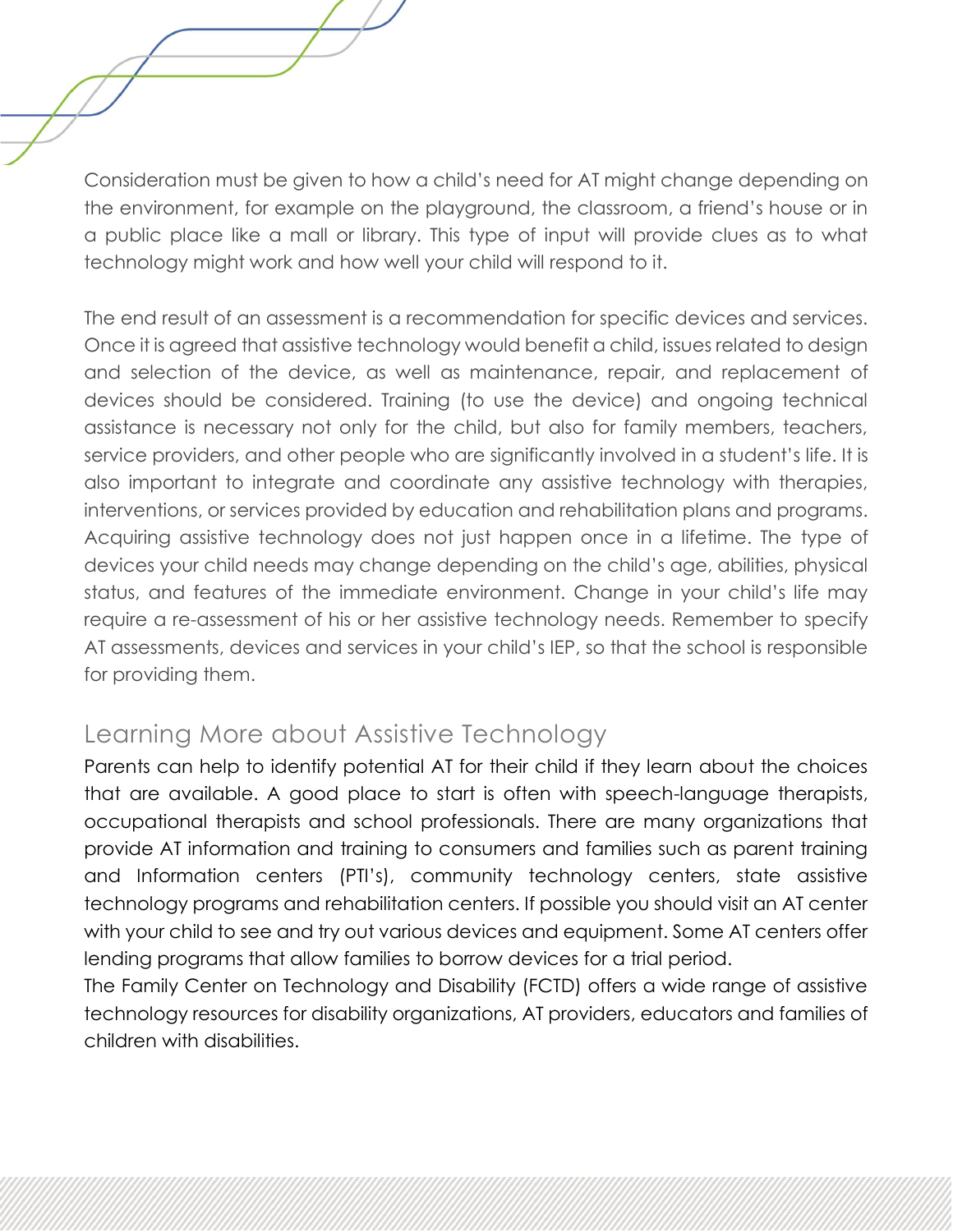Consideration must be given to how a child's need for AT might change depending on the environment, for example on the playground, the classroom, a friend's house or in a public place like a mall or library. This type of input will provide clues as to what technology might work and how well your child will respond to it.

The end result of an assessment is a recommendation for specific devices and services. Once it is agreed that assistive technology would benefit a child, issues related to design and selection of the device, as well as maintenance, repair, and replacement of devices should be considered. Training (to use the device) and ongoing technical assistance is necessary not only for the child, but also for family members, teachers, service providers, and other people who are significantly involved in a student's life. It is also important to integrate and coordinate any assistive technology with therapies, interventions, or services provided by education and rehabilitation plans and programs. Acquiring assistive technology does not just happen once in a lifetime. The type of devices your child needs may change depending on the child's age, abilities, physical status, and features of the immediate environment. Change in your child's life may require a re-assessment of his or her assistive technology needs. Remember to specify AT assessments, devices and services in your child's IEP, so that the school is responsible for providing them.

## Learning More about Assistive Technology

Parents can help to identify potential AT for their child if they learn about the choices that are available. A good place to start is often with speech-language therapists, occupational therapists and school professionals. There are many organizations that provide AT information and training to consumers and families such as parent training and Information centers (PTI's), community technology centers, state assistive technology programs and rehabilitation centers. If possible you should visit an AT center with your child to see and try out various devices and equipment. Some AT centers offer lending programs that allow families to borrow devices for a trial period.

The Family Center on Technology and Disability (FCTD) offers a wide range of assistive technology resources for disability organizations, AT providers, educators and families of children with disabilities.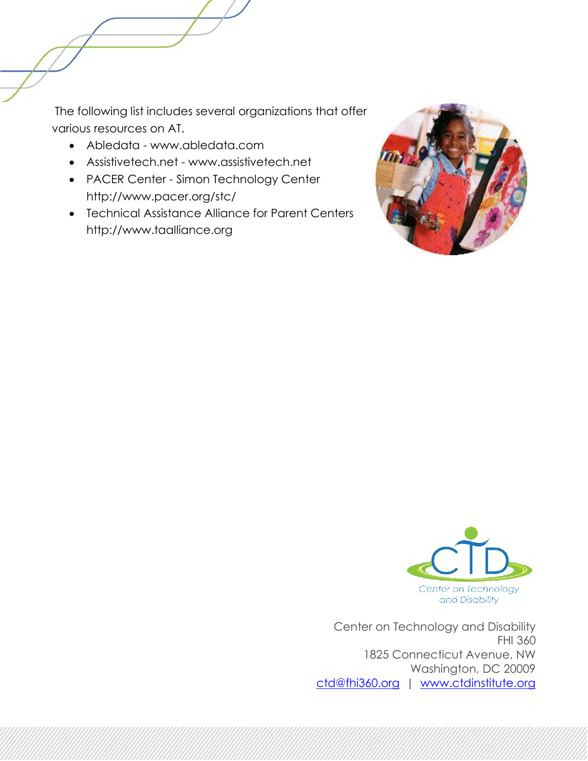The following list includes several organizations that offer various resources on AT.

- Abledata - www.abledata.com
- Assistivetech.net - www.assistivetech.net
- PACER Center - Simon Technology Center http://www.pacer.org/stc/
- Technical Assistance Alliance for Parent Centers http://www.taalliance.org

Center on Technology and Disability
FHI 360
1825 Connecticut Avenue, NW
Washington, DC 20009
ctd@fhi360.org | www.ctdinstitute.org